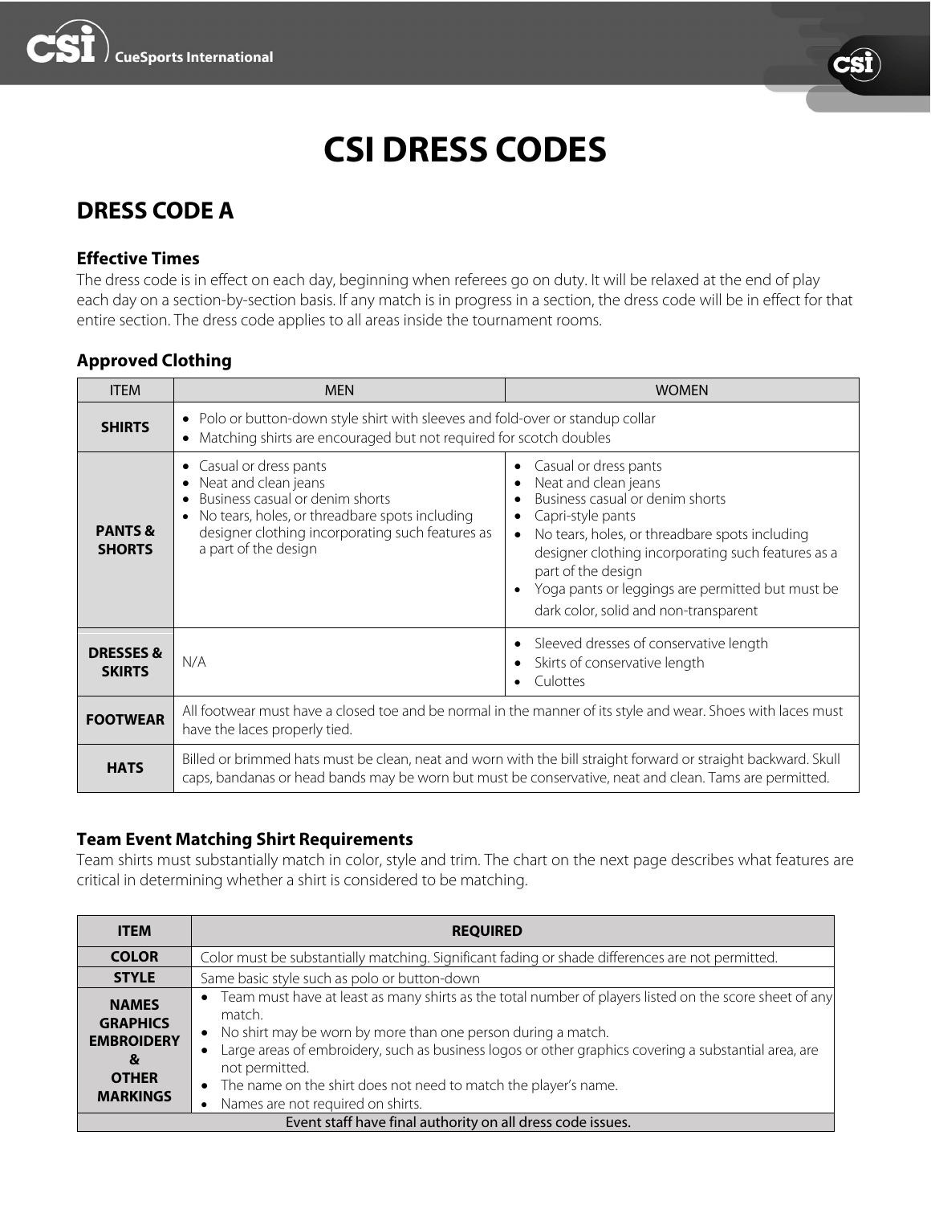# CSI DRESS CODES

## DRESS CODE A

### Effective Times

The dress code is in effect on each day, beginning when referees go on duty. It will be relaxed at the end of play each day on a section-by-section basis. If any match is in progress in a section, the dress code will be in effect for that entire section. The dress code applies to all areas inside the tournament rooms.

### Approved Clothing

| ITEM | MEN | WOMEN |
|---|---|---|
| **SHIRTS** | • Polo or button-down style shirt with sleeves and fold-over or standup collar<br>• Matching shirts are encouraged but not required for scotch doubles | |
| **PANTS & SHORTS** | • Casual or dress pants<br>• Neat and clean jeans<br>• Business casual or denim shorts<br>• No tears, holes, or threadbare spots including designer clothing incorporating such features as a part of the design | • Casual or dress pants<br>• Neat and clean jeans<br>• Business casual or denim shorts<br>• Capri-style pants<br>• No tears, holes, or threadbare spots including designer clothing incorporating such features as a part of the design<br>• Yoga pants or leggings are permitted but must be dark color, solid and non-transparent |
| **DRESSES & SKIRTS** | N/A | • Sleeved dresses of conservative length<br>• Skirts of conservative length<br>• Culottes |
| **FOOTWEAR** | All footwear must have a closed toe and be normal in the manner of its style and wear. Shoes with laces must have the laces properly tied. | |
| **HATS** | Billed or brimmed hats must be clean, neat and worn with the bill straight forward or straight backward. Skull caps, bandanas or head bands may be worn but must be conservative, neat and clean. Tams are permitted. | |

### Team Event Matching Shirt Requirements

Team shirts must substantially match in color, style and trim. The chart on the next page describes what features are critical in determining whether a shirt is considered to be matching.

| ITEM | REQUIRED |
|---|---|
| **COLOR** | Color must be substantially matching. Significant fading or shade differences are not permitted. |
| **STYLE** | Same basic style such as polo or button-down |
| **NAMES GRAPHICS EMBROIDERY & OTHER MARKINGS** | • Team must have at least as many shirts as the total number of players listed on the score sheet of any match.<br>• No shirt may be worn by more than one person during a match.<br>• Large areas of embroidery, such as business logos or other graphics covering a substantial area, are not permitted.<br>• The name on the shirt does not need to match the player's name.<br>• Names are not required on shirts. |
| Event staff have final authority on all dress code issues. | |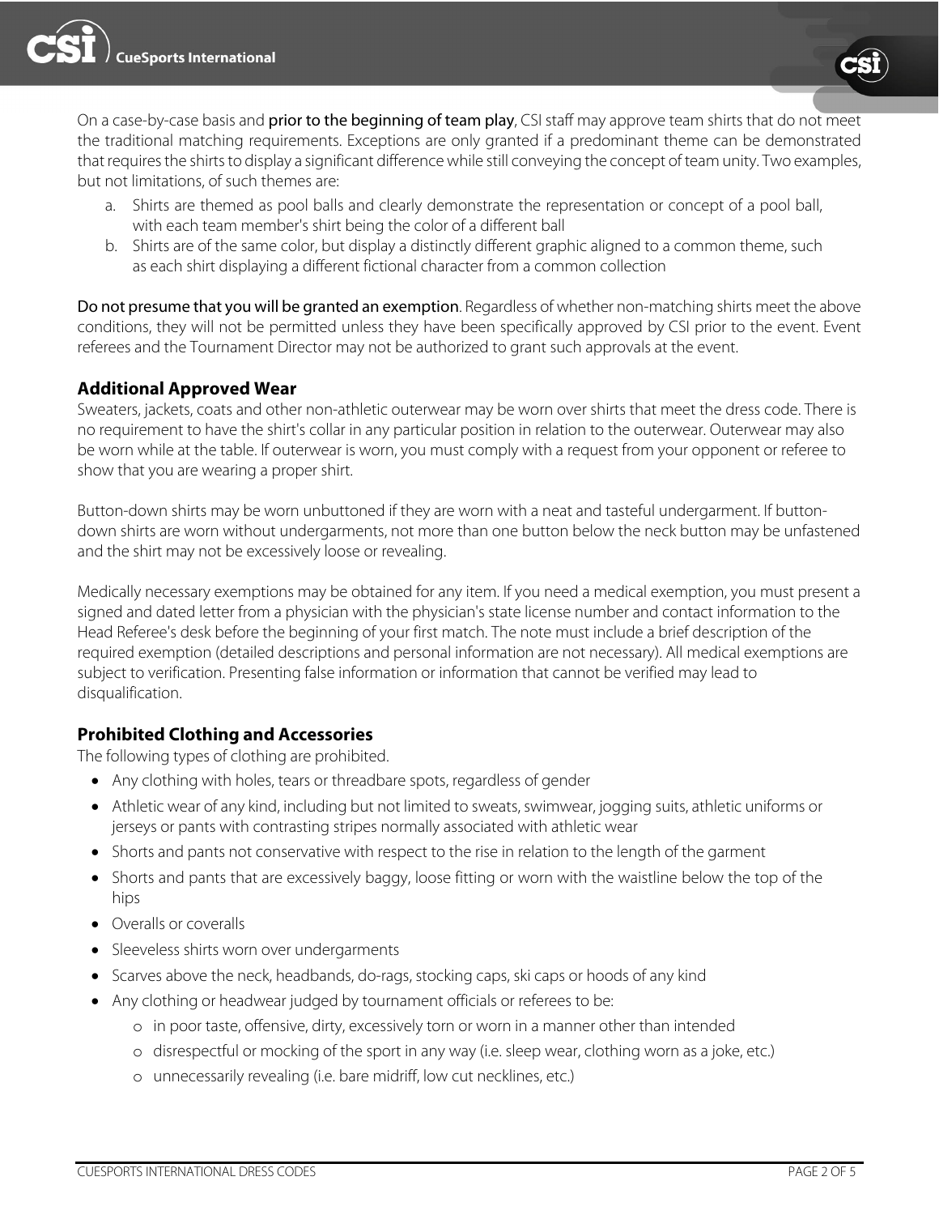On a case-by-case basis and **prior to the beginning of team play**, CSI staff may approve team shirts that do not meet the traditional matching requirements. Exceptions are only granted if a predominant theme can be demonstrated that requires the shirts to display a significant difference while still conveying the concept of team unity. Two examples, but not limitations, of such themes are:

a. Shirts are themed as pool balls and clearly demonstrate the representation or concept of a pool ball, with each team member's shirt being the color of a different ball
b. Shirts are of the same color, but display a distinctly different graphic aligned to a common theme, such as each shirt displaying a different fictional character from a common collection

**Do not presume that you will be granted an exemption**. Regardless of whether non-matching shirts meet the above conditions, they will not be permitted unless they have been specifically approved by CSI prior to the event. Event referees and the Tournament Director may not be authorized to grant such approvals at the event.

### Additional Approved Wear

Sweaters, jackets, coats and other non-athletic outerwear may be worn over shirts that meet the dress code. There is no requirement to have the shirt's collar in any particular position in relation to the outerwear. Outerwear may also be worn while at the table. If outerwear is worn, you must comply with a request from your opponent or referee to show that you are wearing a proper shirt.

Button-down shirts may be worn unbuttoned if they are worn with a neat and tasteful undergarment. If button-down shirts are worn without undergarments, not more than one button below the neck button may be unfastened and the shirt may not be excessively loose or revealing.

Medically necessary exemptions may be obtained for any item. If you need a medical exemption, you must present a signed and dated letter from a physician with the physician's state license number and contact information to the Head Referee's desk before the beginning of your first match. The note must include a brief description of the required exemption (detailed descriptions and personal information are not necessary). All medical exemptions are subject to verification. Presenting false information or information that cannot be verified may lead to disqualification.

### Prohibited Clothing and Accessories

The following types of clothing are prohibited.

- Any clothing with holes, tears or threadbare spots, regardless of gender
- Athletic wear of any kind, including but not limited to sweats, swimwear, jogging suits, athletic uniforms or jerseys or pants with contrasting stripes normally associated with athletic wear
- Shorts and pants not conservative with respect to the rise in relation to the length of the garment
- Shorts and pants that are excessively baggy, loose fitting or worn with the waistline below the top of the hips
- Overalls or coveralls
- Sleeveless shirts worn over undergarments
- Scarves above the neck, headbands, do-rags, stocking caps, ski caps or hoods of any kind
- Any clothing or headwear judged by tournament officials or referees to be:
  - in poor taste, offensive, dirty, excessively torn or worn in a manner other than intended
  - disrespectful or mocking of the sport in any way (i.e. sleep wear, clothing worn as a joke, etc.)
  - unnecessarily revealing (i.e. bare midriff, low cut necklines, etc.)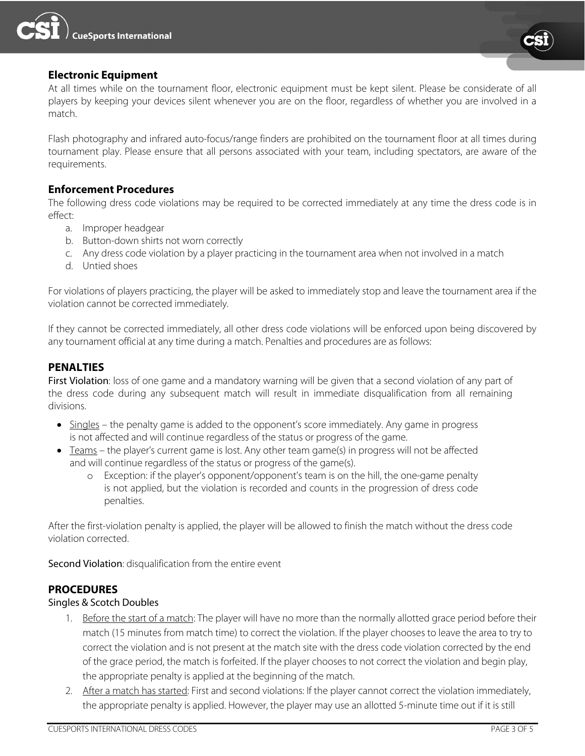## Electronic Equipment

At all times while on the tournament floor, electronic equipment must be kept silent. Please be considerate of all players by keeping your devices silent whenever you are on the floor, regardless of whether you are involved in a match.

Flash photography and infrared auto-focus/range finders are prohibited on the tournament floor at all times during tournament play. Please ensure that all persons associated with your team, including spectators, are aware of the requirements.

## Enforcement Procedures

The following dress code violations may be required to be corrected immediately at any time the dress code is in effect:

a. Improper headgear
b. Button-down shirts not worn correctly
c. Any dress code violation by a player practicing in the tournament area when not involved in a match
d. Untied shoes

For violations of players practicing, the player will be asked to immediately stop and leave the tournament area if the violation cannot be corrected immediately.

If they cannot be corrected immediately, all other dress code violations will be enforced upon being discovered by any tournament official at any time during a match. Penalties and procedures are as follows:

## PENALTIES

First Violation: loss of one game and a mandatory warning will be given that a second violation of any part of the dress code during any subsequent match will result in immediate disqualification from all remaining divisions.

- Singles – the penalty game is added to the opponent's score immediately. Any game in progress is not affected and will continue regardless of the status or progress of the game.
- Teams – the player's current game is lost. Any other team game(s) in progress will not be affected and will continue regardless of the status or progress of the game(s).
  - Exception: if the player's opponent/opponent's team is on the hill, the one-game penalty is not applied, but the violation is recorded and counts in the progression of dress code penalties.

After the first-violation penalty is applied, the player will be allowed to finish the match without the dress code violation corrected.

Second Violation: disqualification from the entire event

## PROCEDURES

Singles & Scotch Doubles

1. Before the start of a match: The player will have no more than the normally allotted grace period before their match (15 minutes from match time) to correct the violation. If the player chooses to leave the area to try to correct the violation and is not present at the match site with the dress code violation corrected by the end of the grace period, the match is forfeited. If the player chooses to not correct the violation and begin play, the appropriate penalty is applied at the beginning of the match.
2. After a match has started: First and second violations: If the player cannot correct the violation immediately, the appropriate penalty is applied. However, the player may use an allotted 5-minute time out if it is still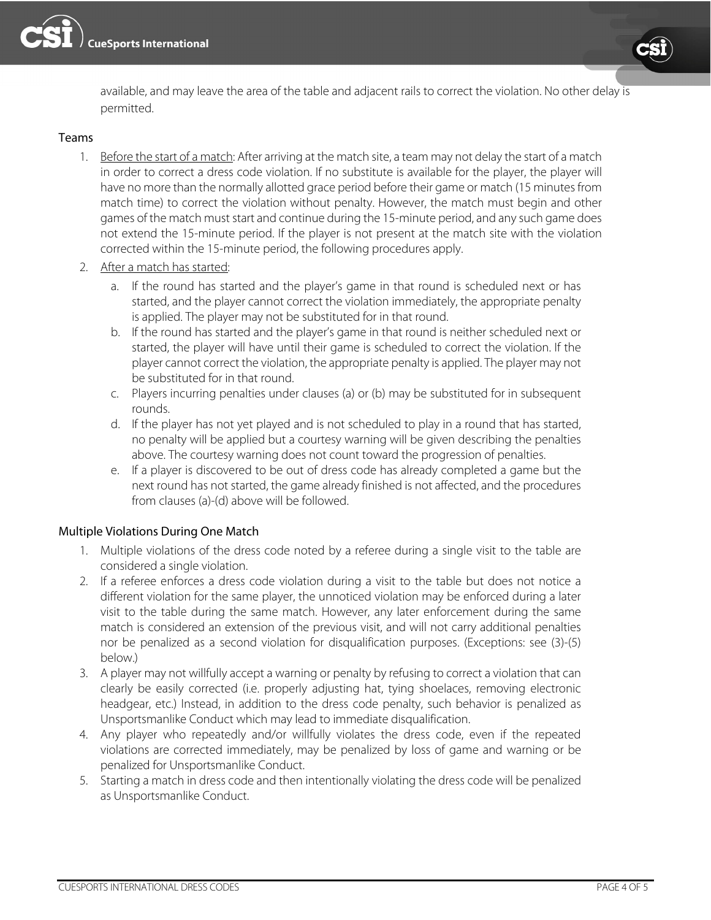available, and may leave the area of the table and adjacent rails to correct the violation. No other delay is permitted.

### Teams

1. Before the start of a match: After arriving at the match site, a team may not delay the start of a match in order to correct a dress code violation. If no substitute is available for the player, the player will have no more than the normally allotted grace period before their game or match (15 minutes from match time) to correct the violation without penalty. However, the match must begin and other games of the match must start and continue during the 15-minute period, and any such game does not extend the 15-minute period. If the player is not present at the match site with the violation corrected within the 15-minute period, the following procedures apply.
2. After a match has started:
   a. If the round has started and the player's game in that round is scheduled next or has started, and the player cannot correct the violation immediately, the appropriate penalty is applied. The player may not be substituted for in that round.
   b. If the round has started and the player's game in that round is neither scheduled next or started, the player will have until their game is scheduled to correct the violation. If the player cannot correct the violation, the appropriate penalty is applied. The player may not be substituted for in that round.
   c. Players incurring penalties under clauses (a) or (b) may be substituted for in subsequent rounds.
   d. If the player has not yet played and is not scheduled to play in a round that has started, no penalty will be applied but a courtesy warning will be given describing the penalties above. The courtesy warning does not count toward the progression of penalties.
   e. If a player is discovered to be out of dress code has already completed a game but the next round has not started, the game already finished is not affected, and the procedures from clauses (a)-(d) above will be followed.

### Multiple Violations During One Match

1. Multiple violations of the dress code noted by a referee during a single visit to the table are considered a single violation.
2. If a referee enforces a dress code violation during a visit to the table but does not notice a different violation for the same player, the unnoticed violation may be enforced during a later visit to the table during the same match. However, any later enforcement during the same match is considered an extension of the previous visit, and will not carry additional penalties nor be penalized as a second violation for disqualification purposes. (Exceptions: see (3)-(5) below.)
3. A player may not willfully accept a warning or penalty by refusing to correct a violation that can clearly be easily corrected (i.e. properly adjusting hat, tying shoelaces, removing electronic headgear, etc.) Instead, in addition to the dress code penalty, such behavior is penalized as Unsportsmanlike Conduct which may lead to immediate disqualification.
4. Any player who repeatedly and/or willfully violates the dress code, even if the repeated violations are corrected immediately, may be penalized by loss of game and warning or be penalized for Unsportsmanlike Conduct.
5. Starting a match in dress code and then intentionally violating the dress code will be penalized as Unsportsmanlike Conduct.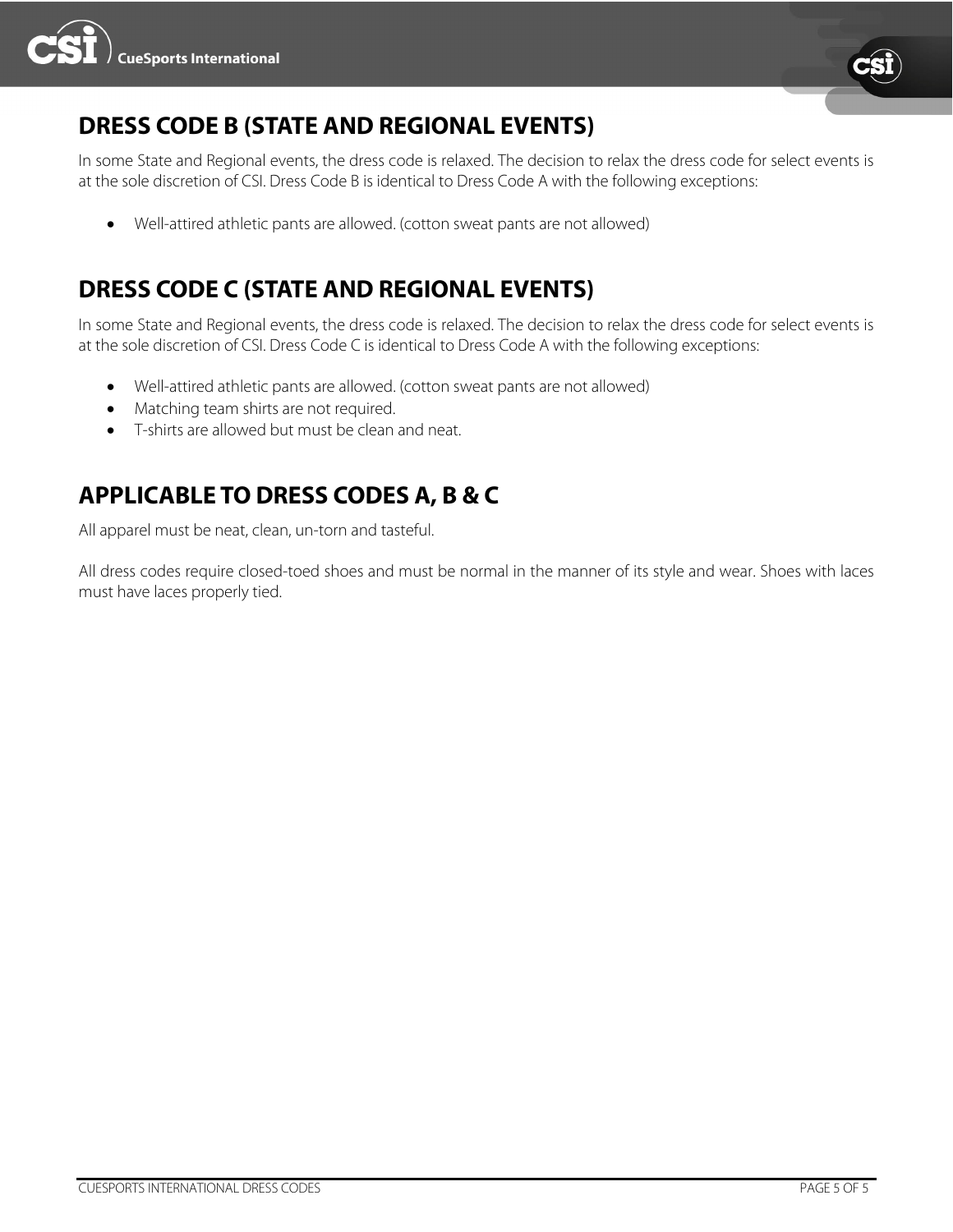## DRESS CODE B (STATE AND REGIONAL EVENTS)

In some State and Regional events, the dress code is relaxed. The decision to relax the dress code for select events is at the sole discretion of CSI. Dress Code B is identical to Dress Code A with the following exceptions:

- Well-attired athletic pants are allowed. (cotton sweat pants are not allowed)

## DRESS CODE C (STATE AND REGIONAL EVENTS)

In some State and Regional events, the dress code is relaxed. The decision to relax the dress code for select events is at the sole discretion of CSI. Dress Code C is identical to Dress Code A with the following exceptions:

- Well-attired athletic pants are allowed. (cotton sweat pants are not allowed)
- Matching team shirts are not required.
- T-shirts are allowed but must be clean and neat.

## APPLICABLE TO DRESS CODES A, B & C

All apparel must be neat, clean, un-torn and tasteful.

All dress codes require closed-toed shoes and must be normal in the manner of its style and wear. Shoes with laces must have laces properly tied.